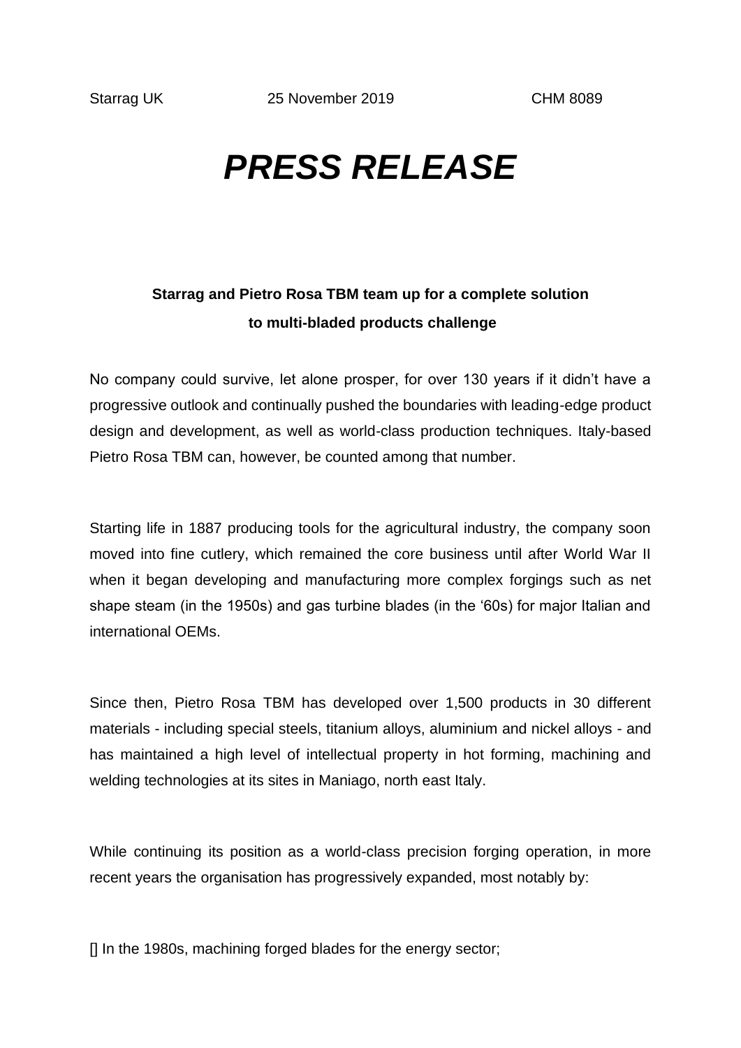Starrag UK 25 November 2019 CHM 8089

# *PRESS RELEASE*

**Starrag and Pietro Rosa TBM team up for a complete solution to multi-bladed products challenge**

No company could survive, let alone prosper, for over 130 years if it didn't have a progressive outlook and continually pushed the boundaries with leading-edge product design and development, as well as world-class production techniques. Italy-based Pietro Rosa TBM can, however, be counted among that number.

Starting life in 1887 producing tools for the agricultural industry, the company soon moved into fine cutlery, which remained the core business until after World War II when it began developing and manufacturing more complex forgings such as net shape steam (in the 1950s) and gas turbine blades (in the '60s) for major Italian and international OEMs.

Since then, Pietro Rosa TBM has developed over 1,500 products in 30 different materials - including special steels, titanium alloys, aluminium and nickel alloys - and has maintained a high level of intellectual property in hot forming, machining and welding technologies at its sites in Maniago, north east Italy.

While continuing its position as a world-class precision forging operation, in more recent years the organisation has progressively expanded, most notably by:

[] In the 1980s, machining forged blades for the energy sector;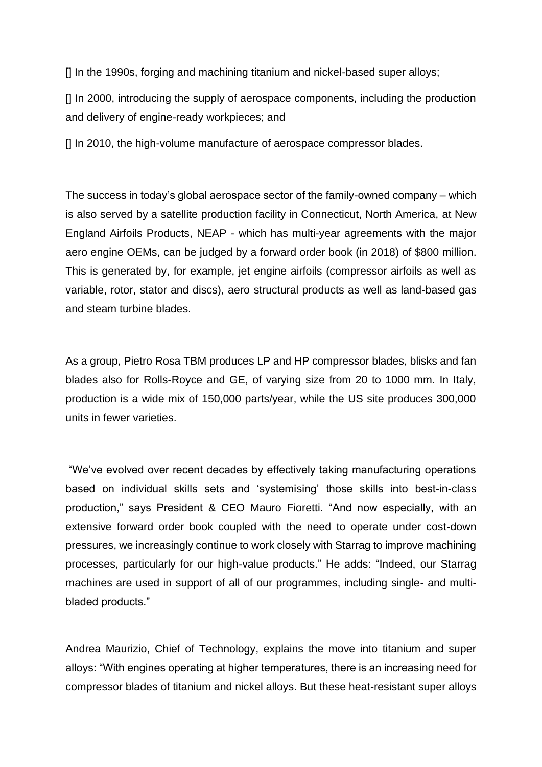- In the 1990s, forging and machining titanium and nickel-based super alloys;
- In 2000, introducing the supply of aerospace components, including the production and delivery of engine-ready workpieces; and
- In 2010, the high-volume manufacture of aerospace compressor blades.

The success in today's global aerospace sector of the family-owned company – which is also served by a satellite production facility in Connecticut, North America, at New England Airfoils Products, NEAP - which has multi-year agreements with the major aero engine OEMs, can be judged by a forward order book (in 2018) of $800 million. This is generated by, for example, jet engine airfoils (compressor airfoils as well as variable, rotor, stator and discs), aero structural products as well as land-based gas and steam turbine blades.

As a group, Pietro Rosa TBM produces LP and HP compressor blades, blisks and fan blades also for Rolls-Royce and GE, of varying size from 20 to 1000 mm. In Italy, production is a wide mix of 150,000 parts/year, while the US site produces 300,000 units in fewer varieties.

"We've evolved over recent decades by effectively taking manufacturing operations based on individual skills sets and 'systemising' those skills into best-in-class production," says President & CEO Mauro Fioretti. "And now especially, with an extensive forward order book coupled with the need to operate under cost-down pressures, we increasingly continue to work closely with Starrag to improve machining processes, particularly for our high-value products." He adds: "Indeed, our Starrag machines are used in support of all of our programmes, including single- and multi-bladed products."

Andrea Maurizio, Chief of Technology, explains the move into titanium and super alloys: "With engines operating at higher temperatures, there is an increasing need for compressor blades of titanium and nickel alloys. But these heat-resistant super alloys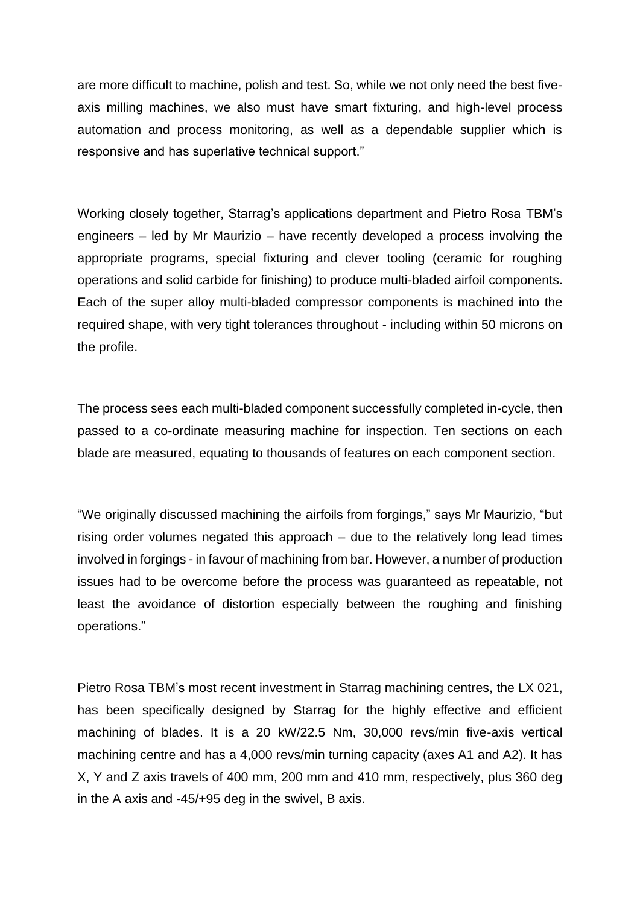are more difficult to machine, polish and test. So, while we not only need the best five-axis milling machines, we also must have smart fixturing, and high-level process automation and process monitoring, as well as a dependable supplier which is responsive and has superlative technical support."

Working closely together, Starrag's applications department and Pietro Rosa TBM's engineers – led by Mr Maurizio – have recently developed a process involving the appropriate programs, special fixturing and clever tooling (ceramic for roughing operations and solid carbide for finishing) to produce multi-bladed airfoil components. Each of the super alloy multi-bladed compressor components is machined into the required shape, with very tight tolerances throughout - including within 50 microns on the profile.

The process sees each multi-bladed component successfully completed in-cycle, then passed to a co-ordinate measuring machine for inspection. Ten sections on each blade are measured, equating to thousands of features on each component section.

"We originally discussed machining the airfoils from forgings," says Mr Maurizio, "but rising order volumes negated this approach – due to the relatively long lead times involved in forgings - in favour of machining from bar. However, a number of production issues had to be overcome before the process was guaranteed as repeatable, not least the avoidance of distortion especially between the roughing and finishing operations."

Pietro Rosa TBM's most recent investment in Starrag machining centres, the LX 021, has been specifically designed by Starrag for the highly effective and efficient machining of blades. It is a 20 kW/22.5 Nm, 30,000 revs/min five-axis vertical machining centre and has a 4,000 revs/min turning capacity (axes A1 and A2). It has X, Y and Z axis travels of 400 mm, 200 mm and 410 mm, respectively, plus 360 deg in the A axis and -45/+95 deg in the swivel, B axis.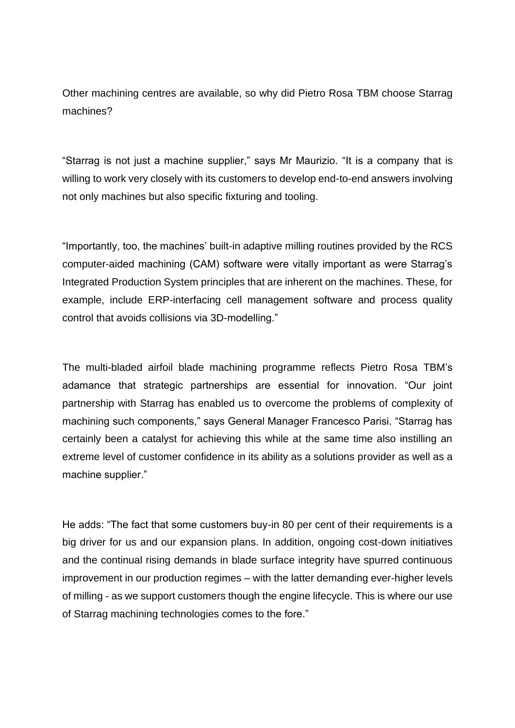Other machining centres are available, so why did Pietro Rosa TBM choose Starrag machines?

"Starrag is not just a machine supplier," says Mr Maurizio. "It is a company that is willing to work very closely with its customers to develop end-to-end answers involving not only machines but also specific fixturing and tooling.

"Importantly, too, the machines' built-in adaptive milling routines provided by the RCS computer-aided machining (CAM) software were vitally important as were Starrag's Integrated Production System principles that are inherent on the machines. These, for example, include ERP-interfacing cell management software and process quality control that avoids collisions via 3D-modelling."

The multi-bladed airfoil blade machining programme reflects Pietro Rosa TBM's adamance that strategic partnerships are essential for innovation. "Our joint partnership with Starrag has enabled us to overcome the problems of complexity of machining such components," says General Manager Francesco Parisi. "Starrag has certainly been a catalyst for achieving this while at the same time also instilling an extreme level of customer confidence in its ability as a solutions provider as well as a machine supplier."

He adds: "The fact that some customers buy-in 80 per cent of their requirements is a big driver for us and our expansion plans. In addition, ongoing cost-down initiatives and the continual rising demands in blade surface integrity have spurred continuous improvement in our production regimes – with the latter demanding ever-higher levels of milling - as we support customers though the engine lifecycle. This is where our use of Starrag machining technologies comes to the fore."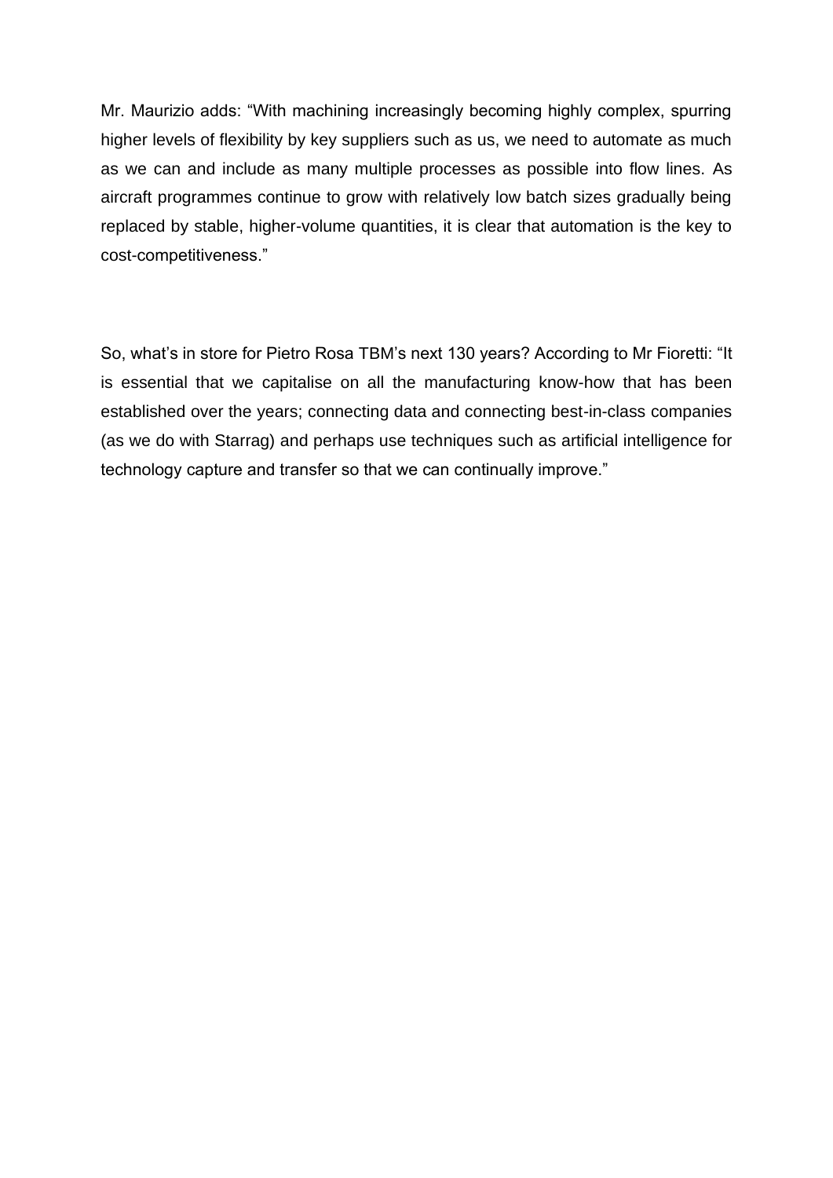Mr. Maurizio adds: “With machining increasingly becoming highly complex, spurring higher levels of flexibility by key suppliers such as us, we need to automate as much as we can and include as many multiple processes as possible into flow lines. As aircraft programmes continue to grow with relatively low batch sizes gradually being replaced by stable, higher-volume quantities, it is clear that automation is the key to cost-competitiveness.”

So, what’s in store for Pietro Rosa TBM’s next 130 years? According to Mr Fioretti: “It is essential that we capitalise on all the manufacturing know-how that has been established over the years; connecting data and connecting best-in-class companies (as we do with Starrag) and perhaps use techniques such as artificial intelligence for technology capture and transfer so that we can continually improve.”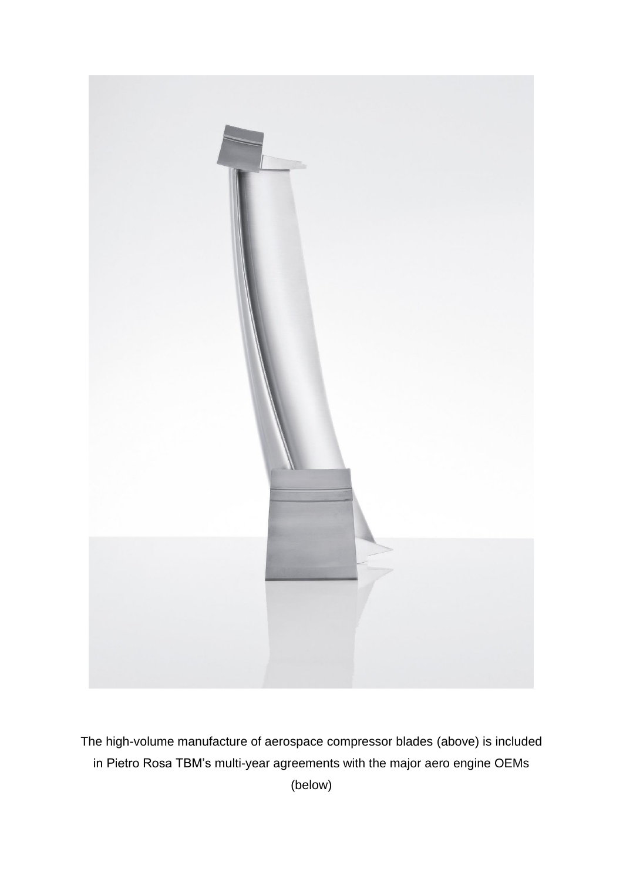The high-volume manufacture of aerospace compressor blades (above) is included in Pietro Rosa TBM's multi-year agreements with the major aero engine OEMs (below)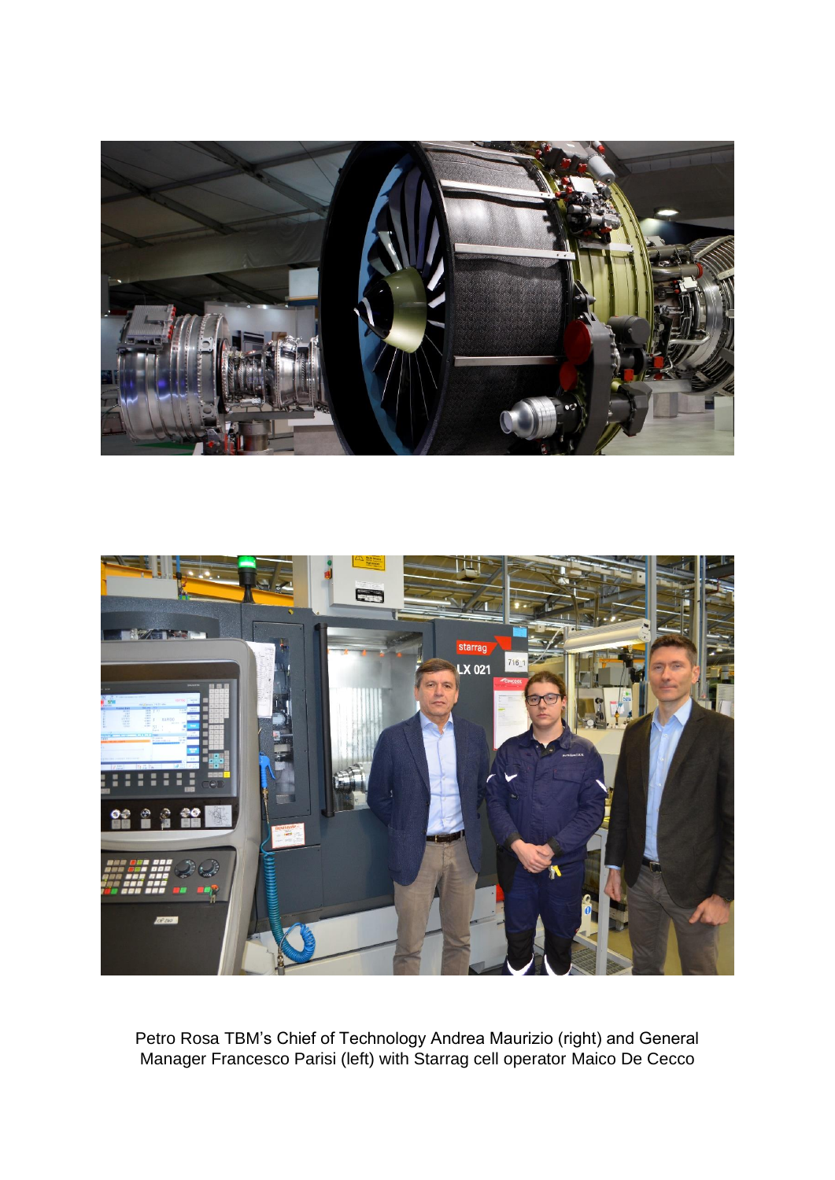Petro Rosa TBM's Chief of Technology Andrea Maurizio (right) and General Manager Francesco Parisi (left) with Starrag cell operator Maico De Cecco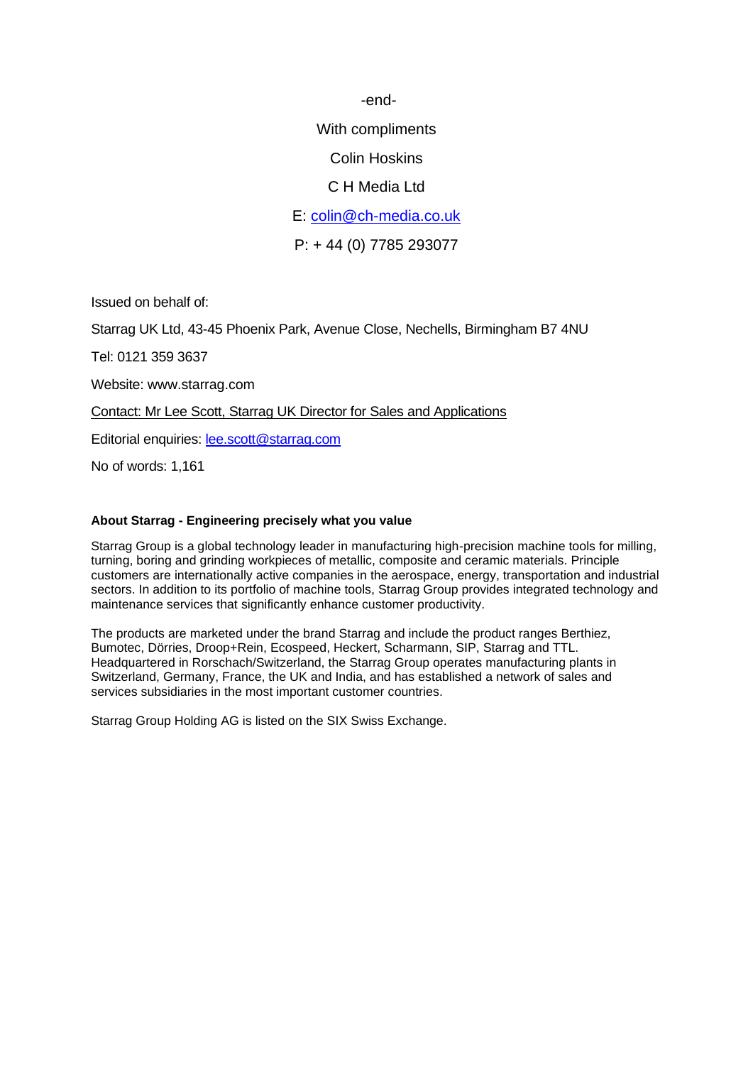-end-

With compliments

Colin Hoskins

C H Media Ltd

E: colin@ch-media.co.uk

P: + 44 (0) 7785 293077

Issued on behalf of:

Starrag UK Ltd, 43-45 Phoenix Park, Avenue Close, Nechells, Birmingham B7 4NU

Tel: 0121 359 3637

Website: www.starrag.com

Contact: Mr Lee Scott, Starrag UK Director for Sales and Applications

Editorial enquiries: lee.scott@starrag.com

No of words: 1,161

**About Starrag - Engineering precisely what you value**

Starrag Group is a global technology leader in manufacturing high-precision machine tools for milling, turning, boring and grinding workpieces of metallic, composite and ceramic materials. Principle customers are internationally active companies in the aerospace, energy, transportation and industrial sectors. In addition to its portfolio of machine tools, Starrag Group provides integrated technology and maintenance services that significantly enhance customer productivity.

The products are marketed under the brand Starrag and include the product ranges Berthiez, Bumotec, Dörries, Droop+Rein, Ecospeed, Heckert, Scharmann, SIP, Starrag and TTL. Headquartered in Rorschach/Switzerland, the Starrag Group operates manufacturing plants in Switzerland, Germany, France, the UK and India, and has established a network of sales and services subsidiaries in the most important customer countries.

Starrag Group Holding AG is listed on the SIX Swiss Exchange.